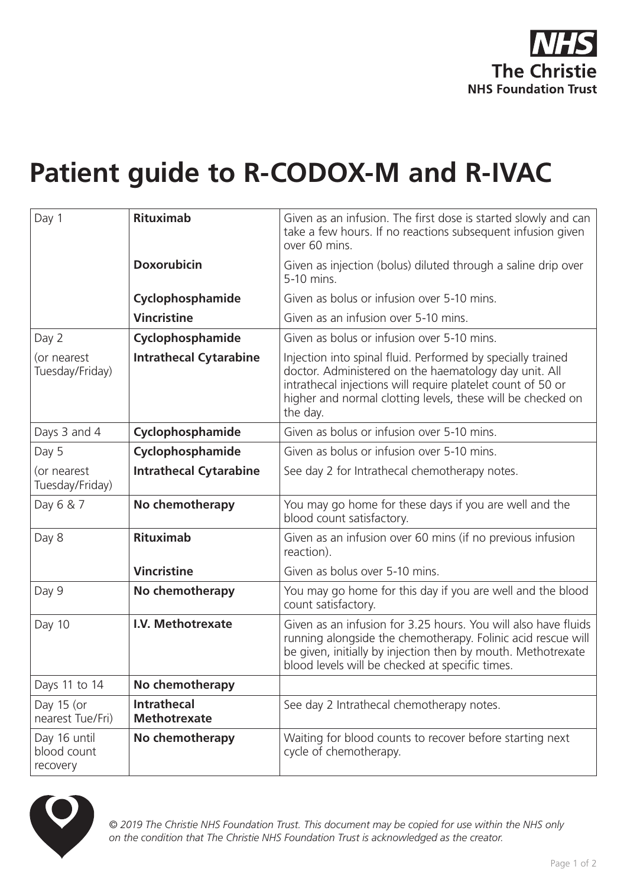NHS
The Christie
NHS Foundation Trust

# Patient guide to R-CODOX-M and R-IVAC

| Day | Drug | Notes |
|---|---|---|
| Day 1 | **Rituximab** | Given as an infusion. The first dose is started slowly and can take a few hours. If no reactions subsequent infusion given over 60 mins. |
| | **Doxorubicin** | Given as injection (bolus) diluted through a saline drip over 5-10 mins. |
| | **Cyclophosphamide** | Given as bolus or infusion over 5-10 mins. |
| | **Vincristine** | Given as an infusion over 5-10 mins. |
| Day 2 | **Cyclophosphamide** | Given as bolus or infusion over 5-10 mins. |
| (or nearest Tuesday/Friday) | **Intrathecal Cytarabine** | Injection into spinal fluid. Performed by specially trained doctor. Administered on the haematology day unit. All intrathecal injections will require platelet count of 50 or higher and normal clotting levels, these will be checked on the day. |
| Days 3 and 4 | **Cyclophosphamide** | Given as bolus or infusion over 5-10 mins. |
| Day 5 | **Cyclophosphamide** | Given as bolus or infusion over 5-10 mins. |
| (or nearest Tuesday/Friday) | **Intrathecal Cytarabine** | See day 2 for Intrathecal chemotherapy notes. |
| Day 6 & 7 | **No chemotherapy** | You may go home for these days if you are well and the blood count satisfactory. |
| Day 8 | **Rituximab** | Given as an infusion over 60 mins (if no previous infusion reaction). |
| | **Vincristine** | Given as bolus over 5-10 mins. |
| Day 9 | **No chemotherapy** | You may go home for this day if you are well and the blood count satisfactory. |
| Day 10 | **I.V. Methotrexate** | Given as an infusion for 3.25 hours. You will also have fluids running alongside the chemotherapy. Folinic acid rescue will be given, initially by injection then by mouth. Methotrexate blood levels will be checked at specific times. |
| Days 11 to 14 | **No chemotherapy** | |
| Day 15 (or nearest Tue/Fri) | **Intrathecal Methotrexate** | See day 2 Intrathecal chemotherapy notes. |
| Day 16 until blood count recovery | **No chemotherapy** | Waiting for blood counts to recover before starting next cycle of chemotherapy. |

*© 2019 The Christie NHS Foundation Trust. This document may be copied for use within the NHS only on the condition that The Christie NHS Foundation Trust is acknowledged as the creator.*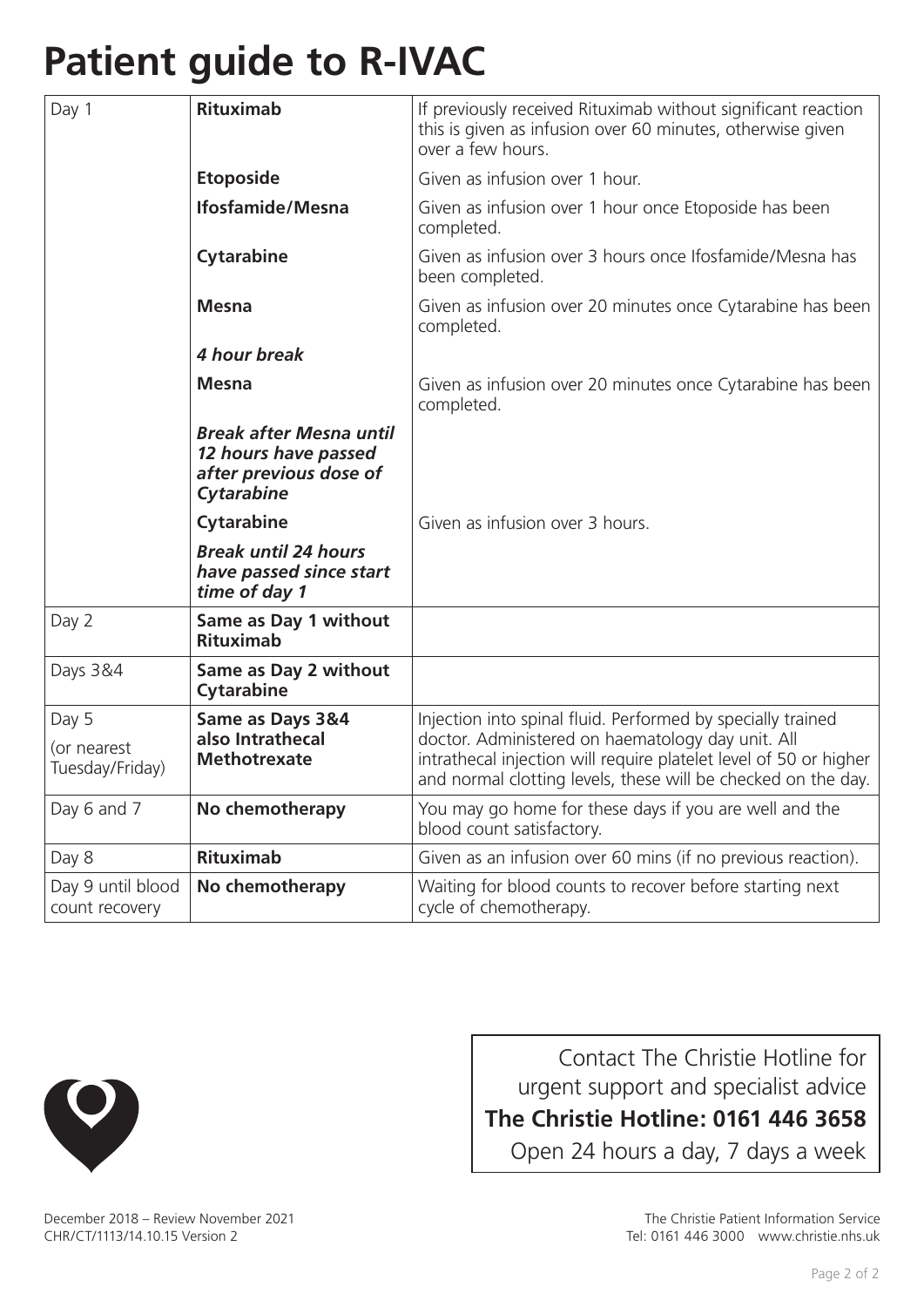# Patient guide to R-IVAC

| | | |
|---|---|---|
| Day 1 | **Rituximab** | If previously received Rituximab without significant reaction this is given as infusion over 60 minutes, otherwise given over a few hours. |
| | **Etoposide** | Given as infusion over 1 hour. |
| | **Ifosfamide/Mesna** | Given as infusion over 1 hour once Etoposide has been completed. |
| | **Cytarabine** | Given as infusion over 3 hours once Ifosfamide/Mesna has been completed. |
| | **Mesna** | Given as infusion over 20 minutes once Cytarabine has been completed. |
| | ***4 hour break*** | |
| | **Mesna** | Given as infusion over 20 minutes once Cytarabine has been completed. |
| | ***Break after Mesna until 12 hours have passed after previous dose of Cytarabine*** | |
| | **Cytarabine** | Given as infusion over 3 hours. |
| | ***Break until 24 hours have passed since start time of day 1*** | |
| Day 2 | **Same as Day 1 without Rituximab** | |
| Days 3&4 | **Same as Day 2 without Cytarabine** | |
| Day 5 (or nearest Tuesday/Friday) | **Same as Days 3&4 also Intrathecal Methotrexate** | Injection into spinal fluid. Performed by specially trained doctor. Administered on haematology day unit. All intrathecal injection will require platelet level of 50 or higher and normal clotting levels, these will be checked on the day. |
| Day 6 and 7 | **No chemotherapy** | You may go home for these days if you are well and the blood count satisfactory. |
| Day 8 | **Rituximab** | Given as an infusion over 60 mins (if no previous reaction). |
| Day 9 until blood count recovery | **No chemotherapy** | Waiting for blood counts to recover before starting next cycle of chemotherapy. |

Contact The Christie Hotline for urgent support and specialist advice

**The Christie Hotline: 0161 446 3658**

Open 24 hours a day, 7 days a week

December 2018 – Review November 2021
CHR/CT/1113/14.10.15 Version 2

The Christie Patient Information Service
Tel: 0161 446 3000 www.christie.nhs.uk